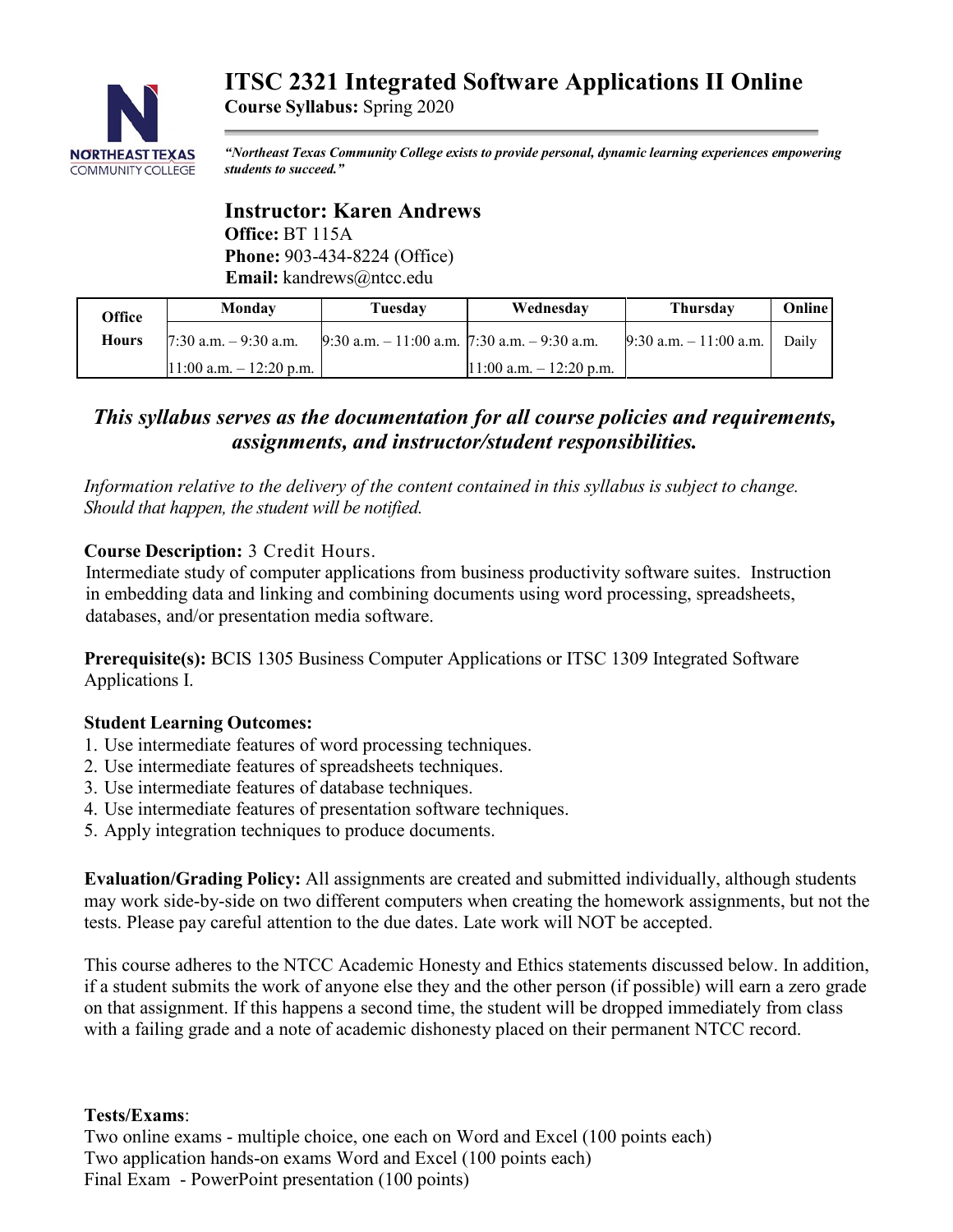# ITSC 2321 Integrated Software Applications II Online

**Course Syllabus:** Spring 2020

***"Northeast Texas Community College exists to provide personal, dynamic learning experiences empowering students to succeed."***

## Instructor: Karen Andrews

**Office:** BT 115A
**Phone:** 903-434-8224 (Office)
**Email:** kandrews@ntcc.edu

| Office Hours | Monday | Tuesday | Wednesday | Thursday | Online |
|---|---|---|---|---|---|
| | 7:30 a.m. – 9:30 a.m. | 9:30 a.m. – 11:00 a.m. | 7:30 a.m. – 9:30 a.m. | 9:30 a.m. – 11:00 a.m. | Daily |
| | 11:00 a.m. – 12:20 p.m. | | 11:00 a.m. – 12:20 p.m. | | |

***This syllabus serves as the documentation for all course policies and requirements, assignments, and instructor/student responsibilities.***

*Information relative to the delivery of the content contained in this syllabus is subject to change. Should that happen, the student will be notified.*

**Course Description:** 3 Credit Hours.
Intermediate study of computer applications from business productivity software suites. Instruction in embedding data and linking and combining documents using word processing, spreadsheets, databases, and/or presentation media software.

**Prerequisite(s):** BCIS 1305 Business Computer Applications or ITSC 1309 Integrated Software Applications I.

**Student Learning Outcomes:**

1. Use intermediate features of word processing techniques.
2. Use intermediate features of spreadsheets techniques.
3. Use intermediate features of database techniques.
4. Use intermediate features of presentation software techniques.
5. Apply integration techniques to produce documents.

**Evaluation/Grading Policy:** All assignments are created and submitted individually, although students may work side-by-side on two different computers when creating the homework assignments, but not the tests. Please pay careful attention to the due dates. Late work will NOT be accepted.

This course adheres to the NTCC Academic Honesty and Ethics statements discussed below. In addition, if a student submits the work of anyone else they and the other person (if possible) will earn a zero grade on that assignment. If this happens a second time, the student will be dropped immediately from class with a failing grade and a note of academic dishonesty placed on their permanent NTCC record.

**Tests/Exams**:
Two online exams - multiple choice, one each on Word and Excel (100 points each)
Two application hands-on exams Word and Excel (100 points each)
Final Exam - PowerPoint presentation (100 points)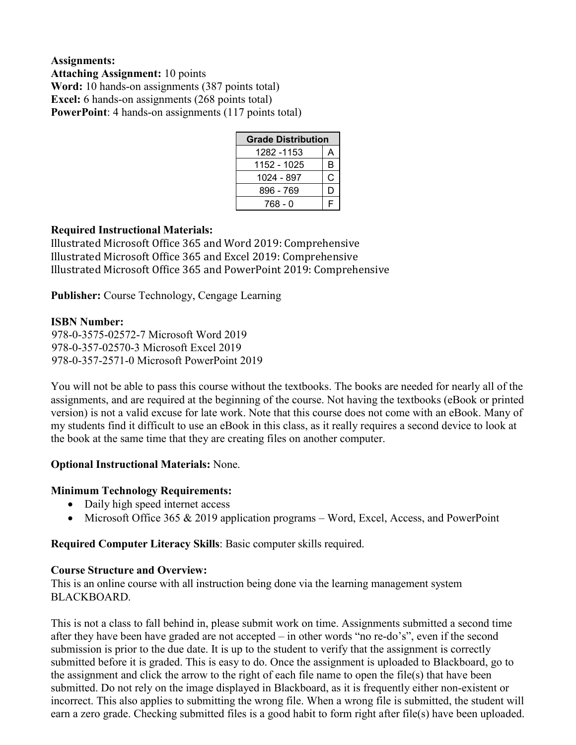**Assignments:**
**Attaching Assignment:** 10 points
**Word:** 10 hands-on assignments (387 points total)
**Excel:** 6 hands-on assignments (268 points total)
**PowerPoint**: 4 hands-on assignments (117 points total)

| Grade Distribution | |
|---|---|
| 1282 -1153 | A |
| 1152 - 1025 | B |
| 1024 - 897 | C |
| 896 - 769 | D |
| 768 - 0 | F |

**Required Instructional Materials:**
Illustrated Microsoft Office 365 and Word 2019: Comprehensive
Illustrated Microsoft Office 365 and Excel 2019: Comprehensive
Illustrated Microsoft Office 365 and PowerPoint 2019: Comprehensive

**Publisher:** Course Technology, Cengage Learning

**ISBN Number:**
978-0-3575-02572-7 Microsoft Word 2019
978-0-357-02570-3 Microsoft Excel 2019
978-0-357-2571-0 Microsoft PowerPoint 2019

You will not be able to pass this course without the textbooks. The books are needed for nearly all of the assignments, and are required at the beginning of the course. Not having the textbooks (eBook or printed version) is not a valid excuse for late work. Note that this course does not come with an eBook. Many of my students find it difficult to use an eBook in this class, as it really requires a second device to look at the book at the same time that they are creating files on another computer.

**Optional Instructional Materials:** None.

**Minimum Technology Requirements:**
- Daily high speed internet access
- Microsoft Office 365 & 2019 application programs – Word, Excel, Access, and PowerPoint

**Required Computer Literacy Skills**: Basic computer skills required.

**Course Structure and Overview:**
This is an online course with all instruction being done via the learning management system BLACKBOARD.

This is not a class to fall behind in, please submit work on time. Assignments submitted a second time after they have been have graded are not accepted – in other words "no re-do's", even if the second submission is prior to the due date. It is up to the student to verify that the assignment is correctly submitted before it is graded. This is easy to do. Once the assignment is uploaded to Blackboard, go to the assignment and click the arrow to the right of each file name to open the file(s) that have been submitted. Do not rely on the image displayed in Blackboard, as it is frequently either non-existent or incorrect. This also applies to submitting the wrong file. When a wrong file is submitted, the student will earn a zero grade. Checking submitted files is a good habit to form right after file(s) have been uploaded.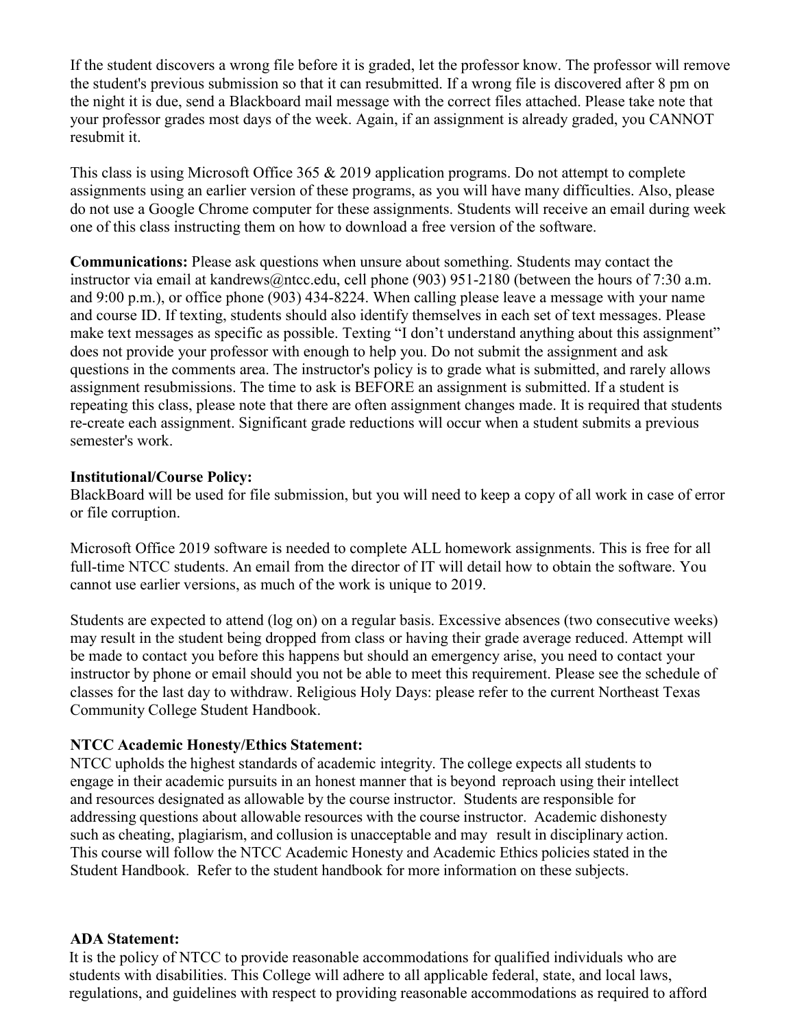If the student discovers a wrong file before it is graded, let the professor know. The professor will remove the student's previous submission so that it can resubmitted. If a wrong file is discovered after 8 pm on the night it is due, send a Blackboard mail message with the correct files attached. Please take note that your professor grades most days of the week. Again, if an assignment is already graded, you CANNOT resubmit it.

This class is using Microsoft Office 365 & 2019 application programs. Do not attempt to complete assignments using an earlier version of these programs, as you will have many difficulties. Also, please do not use a Google Chrome computer for these assignments. Students will receive an email during week one of this class instructing them on how to download a free version of the software.

**Communications:** Please ask questions when unsure about something. Students may contact the instructor via email at kandrews@ntcc.edu, cell phone (903) 951-2180 (between the hours of 7:30 a.m. and 9:00 p.m.), or office phone (903) 434-8224. When calling please leave a message with your name and course ID. If texting, students should also identify themselves in each set of text messages. Please make text messages as specific as possible. Texting "I don't understand anything about this assignment" does not provide your professor with enough to help you. Do not submit the assignment and ask questions in the comments area. The instructor's policy is to grade what is submitted, and rarely allows assignment resubmissions. The time to ask is BEFORE an assignment is submitted. If a student is repeating this class, please note that there are often assignment changes made. It is required that students re-create each assignment. Significant grade reductions will occur when a student submits a previous semester's work.

**Institutional/Course Policy:**
BlackBoard will be used for file submission, but you will need to keep a copy of all work in case of error or file corruption.

Microsoft Office 2019 software is needed to complete ALL homework assignments. This is free for all full-time NTCC students. An email from the director of IT will detail how to obtain the software. You cannot use earlier versions, as much of the work is unique to 2019.

Students are expected to attend (log on) on a regular basis. Excessive absences (two consecutive weeks) may result in the student being dropped from class or having their grade average reduced. Attempt will be made to contact you before this happens but should an emergency arise, you need to contact your instructor by phone or email should you not be able to meet this requirement. Please see the schedule of classes for the last day to withdraw. Religious Holy Days: please refer to the current Northeast Texas Community College Student Handbook.

**NTCC Academic Honesty/Ethics Statement:**
NTCC upholds the highest standards of academic integrity. The college expects all students to engage in their academic pursuits in an honest manner that is beyond reproach using their intellect and resources designated as allowable by the course instructor. Students are responsible for addressing questions about allowable resources with the course instructor. Academic dishonesty such as cheating, plagiarism, and collusion is unacceptable and may result in disciplinary action. This course will follow the NTCC Academic Honesty and Academic Ethics policies stated in the Student Handbook. Refer to the student handbook for more information on these subjects.

**ADA Statement:**
It is the policy of NTCC to provide reasonable accommodations for qualified individuals who are students with disabilities. This College will adhere to all applicable federal, state, and local laws, regulations, and guidelines with respect to providing reasonable accommodations as required to afford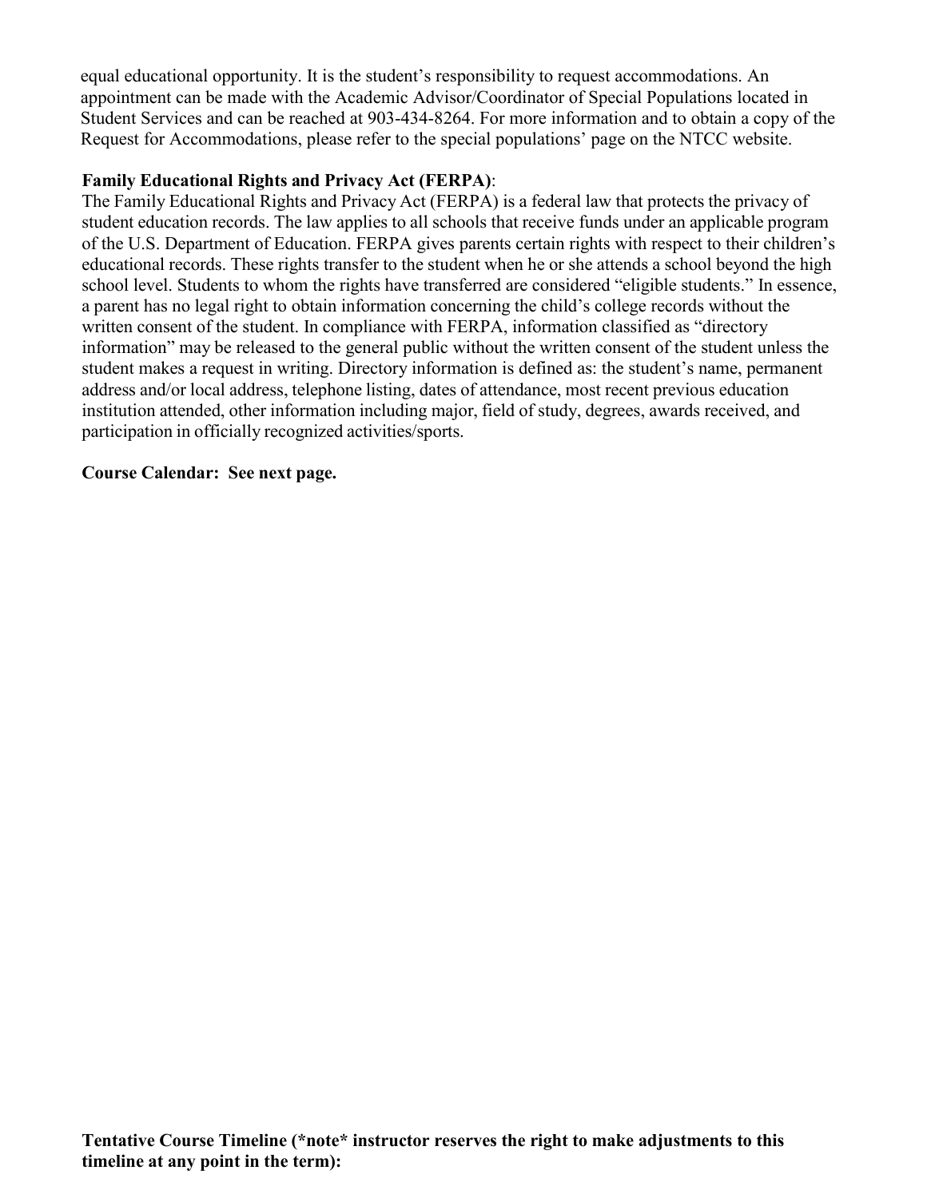equal educational opportunity. It is the student's responsibility to request accommodations. An appointment can be made with the Academic Advisor/Coordinator of Special Populations located in Student Services and can be reached at 903-434-8264. For more information and to obtain a copy of the Request for Accommodations, please refer to the special populations' page on the NTCC website.

**Family Educational Rights and Privacy Act (FERPA)**:

The Family Educational Rights and Privacy Act (FERPA) is a federal law that protects the privacy of student education records. The law applies to all schools that receive funds under an applicable program of the U.S. Department of Education. FERPA gives parents certain rights with respect to their children's educational records. These rights transfer to the student when he or she attends a school beyond the high school level. Students to whom the rights have transferred are considered "eligible students." In essence, a parent has no legal right to obtain information concerning the child's college records without the written consent of the student. In compliance with FERPA, information classified as "directory information" may be released to the general public without the written consent of the student unless the student makes a request in writing. Directory information is defined as: the student's name, permanent address and/or local address, telephone listing, dates of attendance, most recent previous education institution attended, other information including major, field of study, degrees, awards received, and participation in officially recognized activities/sports.

**Course Calendar: See next page.**

**Tentative Course Timeline (\*note\* instructor reserves the right to make adjustments to this timeline at any point in the term):**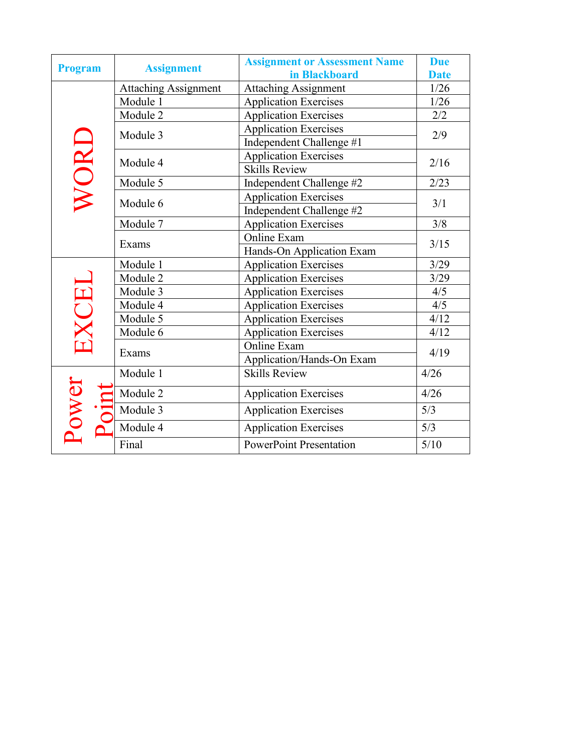| Program | Assignment | Assignment or Assessment Name in Blackboard | Due Date |
|---|---|---|---|
| WORD | Attaching Assignment | Attaching Assignment | 1/26 |
| | Module 1 | Application Exercises | 1/26 |
| | Module 2 | Application Exercises | 2/2 |
| | Module 3 | Application Exercises | 2/9 |
| | | Independent Challenge #1 | |
| | Module 4 | Application Exercises | 2/16 |
| | | Skills Review | |
| | Module 5 | Independent Challenge #2 | 2/23 |
| | Module 6 | Application Exercises | 3/1 |
| | | Independent Challenge #2 | |
| | Module 7 | Application Exercises | 3/8 |
| | Exams | Online Exam | 3/15 |
| | | Hands-On Application Exam | |
| EXCEL | Module 1 | Application Exercises | 3/29 |
| | Module 2 | Application Exercises | 3/29 |
| | Module 3 | Application Exercises | 4/5 |
| | Module 4 | Application Exercises | 4/5 |
| | Module 5 | Application Exercises | 4/12 |
| | Module 6 | Application Exercises | 4/12 |
| | Exams | Online Exam | 4/19 |
| | | Application/Hands-On Exam | |
| Power Point | Module 1 | Skills Review | 4/26 |
| | Module 2 | Application Exercises | 4/26 |
| | Module 3 | Application Exercises | 5/3 |
| | Module 4 | Application Exercises | 5/3 |
| | Final | PowerPoint Presentation | 5/10 |